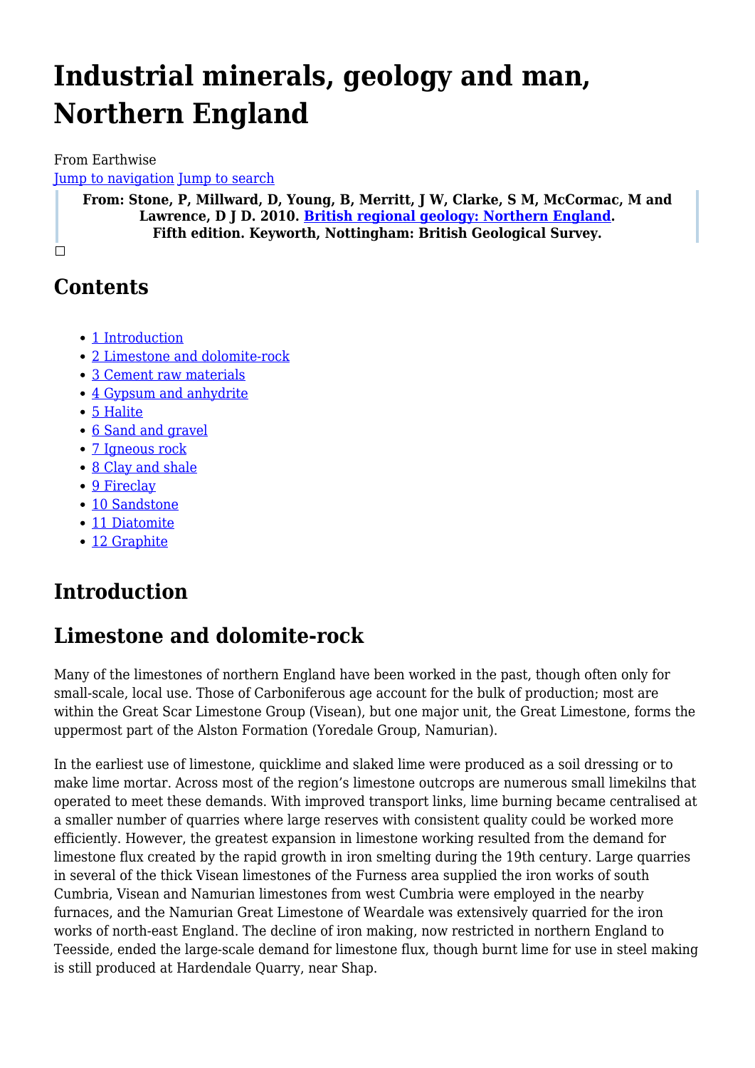# Industrial minerals, geology and man, Northern England

From Earthwise

Jump to navigation Jump to search

**From: Stone, P, Millward, D, Young, B, Merritt, J W, Clarke, S M, McCormac, M and Lawrence, D J D. 2010. British regional geology: Northern England. Fifth edition. Keyworth, Nottingham: British Geological Survey.**

## Contents

- 1 Introduction
- 2 Limestone and dolomite-rock
- 3 Cement raw materials
- 4 Gypsum and anhydrite
- 5 Halite
- 6 Sand and gravel
- 7 Igneous rock
- 8 Clay and shale
- 9 Fireclay
- 10 Sandstone
- 11 Diatomite
- 12 Graphite

## Introduction

## Limestone and dolomite-rock

Many of the limestones of northern England have been worked in the past, though often only for small-scale, local use. Those of Carboniferous age account for the bulk of production; most are within the Great Scar Limestone Group (Visean), but one major unit, the Great Limestone, forms the uppermost part of the Alston Formation (Yoredale Group, Namurian).

In the earliest use of limestone, quicklime and slaked lime were produced as a soil dressing or to make lime mortar. Across most of the region's limestone outcrops are numerous small limekilns that operated to meet these demands. With improved transport links, lime burning became centralised at a smaller number of quarries where large reserves with consistent quality could be worked more efficiently. However, the greatest expansion in limestone working resulted from the demand for limestone flux created by the rapid growth in iron smelting during the 19th century. Large quarries in several of the thick Visean limestones of the Furness area supplied the iron works of south Cumbria, Visean and Namurian limestones from west Cumbria were employed in the nearby furnaces, and the Namurian Great Limestone of Weardale was extensively quarried for the iron works of north-east England. The decline of iron making, now restricted in northern England to Teesside, ended the large-scale demand for limestone flux, though burnt lime for use in steel making is still produced at Hardendale Quarry, near Shap.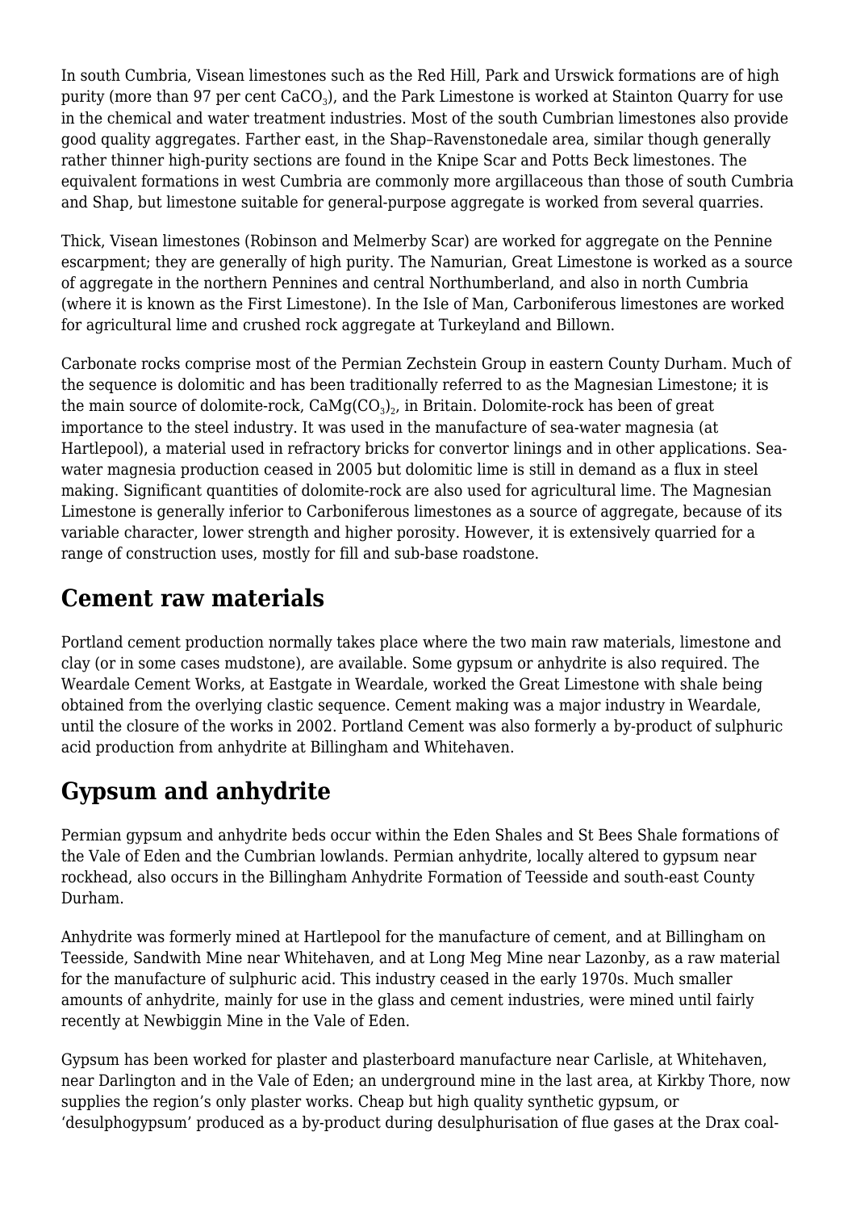In south Cumbria, Visean limestones such as the Red Hill, Park and Urswick formations are of high purity (more than 97 per cent $CaCO_3$), and the Park Limestone is worked at Stainton Quarry for use in the chemical and water treatment industries. Most of the south Cumbrian limestones also provide good quality aggregates. Farther east, in the Shap–Ravenstonedale area, similar though generally rather thinner high-purity sections are found in the Knipe Scar and Potts Beck limestones. The equivalent formations in west Cumbria are commonly more argillaceous than those of south Cumbria and Shap, but limestone suitable for general-purpose aggregate is worked from several quarries.

Thick, Visean limestones (Robinson and Melmerby Scar) are worked for aggregate on the Pennine escarpment; they are generally of high purity. The Namurian, Great Limestone is worked as a source of aggregate in the northern Pennines and central Northumberland, and also in north Cumbria (where it is known as the First Limestone). In the Isle of Man, Carboniferous limestones are worked for agricultural lime and crushed rock aggregate at Turkeyland and Billown.

Carbonate rocks comprise most of the Permian Zechstein Group in eastern County Durham. Much of the sequence is dolomitic and has been traditionally referred to as the Magnesian Limestone; it is the main source of dolomite-rock, $CaMg(CO_3)_2$, in Britain. Dolomite-rock has been of great importance to the steel industry. It was used in the manufacture of sea-water magnesia (at Hartlepool), a material used in refractory bricks for convertor linings and in other applications. Sea-water magnesia production ceased in 2005 but dolomitic lime is still in demand as a flux in steel making. Significant quantities of dolomite-rock are also used for agricultural lime. The Magnesian Limestone is generally inferior to Carboniferous limestones as a source of aggregate, because of its variable character, lower strength and higher porosity. However, it is extensively quarried for a range of construction uses, mostly for fill and sub-base roadstone.

## Cement raw materials

Portland cement production normally takes place where the two main raw materials, limestone and clay (or in some cases mudstone), are available. Some gypsum or anhydrite is also required. The Weardale Cement Works, at Eastgate in Weardale, worked the Great Limestone with shale being obtained from the overlying clastic sequence. Cement making was a major industry in Weardale, until the closure of the works in 2002. Portland Cement was also formerly a by-product of sulphuric acid production from anhydrite at Billingham and Whitehaven.

## Gypsum and anhydrite

Permian gypsum and anhydrite beds occur within the Eden Shales and St Bees Shale formations of the Vale of Eden and the Cumbrian lowlands. Permian anhydrite, locally altered to gypsum near rockhead, also occurs in the Billingham Anhydrite Formation of Teesside and south-east County Durham.

Anhydrite was formerly mined at Hartlepool for the manufacture of cement, and at Billingham on Teesside, Sandwith Mine near Whitehaven, and at Long Meg Mine near Lazonby, as a raw material for the manufacture of sulphuric acid. This industry ceased in the early 1970s. Much smaller amounts of anhydrite, mainly for use in the glass and cement industries, were mined until fairly recently at Newbiggin Mine in the Vale of Eden.

Gypsum has been worked for plaster and plasterboard manufacture near Carlisle, at Whitehaven, near Darlington and in the Vale of Eden; an underground mine in the last area, at Kirkby Thore, now supplies the region's only plaster works. Cheap but high quality synthetic gypsum, or 'desulphogypsum' produced as a by-product during desulphurisation of flue gases at the Drax coal-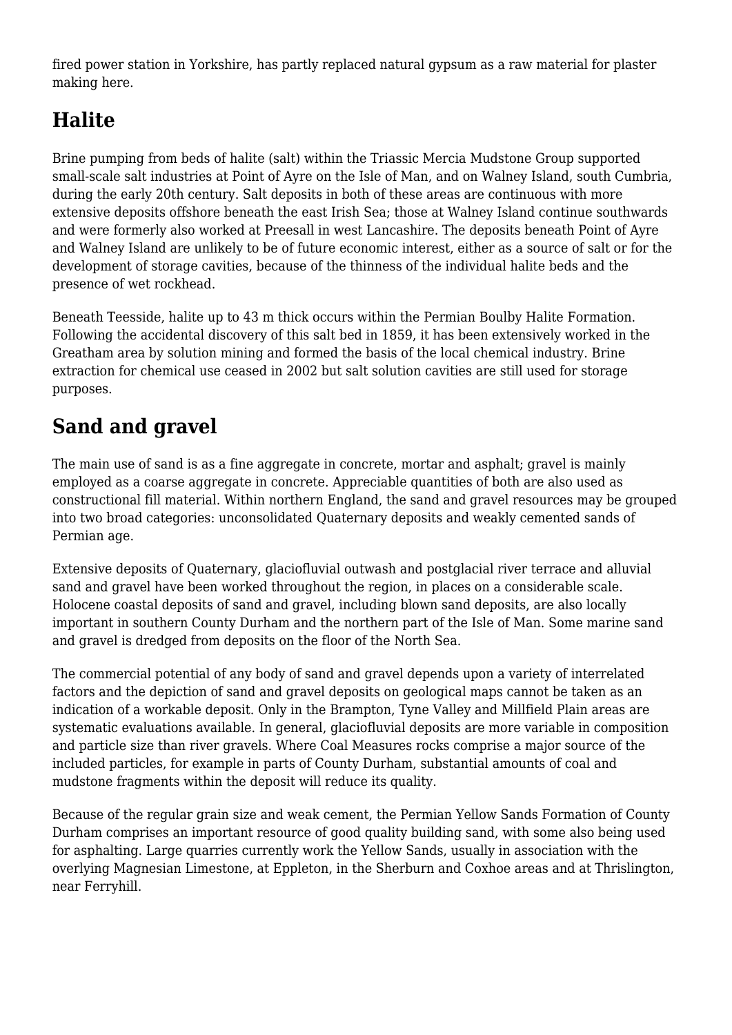fired power station in Yorkshire, has partly replaced natural gypsum as a raw material for plaster making here.

## Halite

Brine pumping from beds of halite (salt) within the Triassic Mercia Mudstone Group supported small-scale salt industries at Point of Ayre on the Isle of Man, and on Walney Island, south Cumbria, during the early 20th century. Salt deposits in both of these areas are continuous with more extensive deposits offshore beneath the east Irish Sea; those at Walney Island continue southwards and were formerly also worked at Preesall in west Lancashire. The deposits beneath Point of Ayre and Walney Island are unlikely to be of future economic interest, either as a source of salt or for the development of storage cavities, because of the thinness of the individual halite beds and the presence of wet rockhead.

Beneath Teesside, halite up to 43 m thick occurs within the Permian Boulby Halite Formation. Following the accidental discovery of this salt bed in 1859, it has been extensively worked in the Greatham area by solution mining and formed the basis of the local chemical industry. Brine extraction for chemical use ceased in 2002 but salt solution cavities are still used for storage purposes.

## Sand and gravel

The main use of sand is as a fine aggregate in concrete, mortar and asphalt; gravel is mainly employed as a coarse aggregate in concrete. Appreciable quantities of both are also used as constructional fill material. Within northern England, the sand and gravel resources may be grouped into two broad categories: unconsolidated Quaternary deposits and weakly cemented sands of Permian age.

Extensive deposits of Quaternary, glaciofluvial outwash and postglacial river terrace and alluvial sand and gravel have been worked throughout the region, in places on a considerable scale. Holocene coastal deposits of sand and gravel, including blown sand deposits, are also locally important in southern County Durham and the northern part of the Isle of Man. Some marine sand and gravel is dredged from deposits on the floor of the North Sea.

The commercial potential of any body of sand and gravel depends upon a variety of interrelated factors and the depiction of sand and gravel deposits on geological maps cannot be taken as an indication of a workable deposit. Only in the Brampton, Tyne Valley and Millfield Plain areas are systematic evaluations available. In general, glaciofluvial deposits are more variable in composition and particle size than river gravels. Where Coal Measures rocks comprise a major source of the included particles, for example in parts of County Durham, substantial amounts of coal and mudstone fragments within the deposit will reduce its quality.

Because of the regular grain size and weak cement, the Permian Yellow Sands Formation of County Durham comprises an important resource of good quality building sand, with some also being used for asphalting. Large quarries currently work the Yellow Sands, usually in association with the overlying Magnesian Limestone, at Eppleton, in the Sherburn and Coxhoe areas and at Thrislington, near Ferryhill.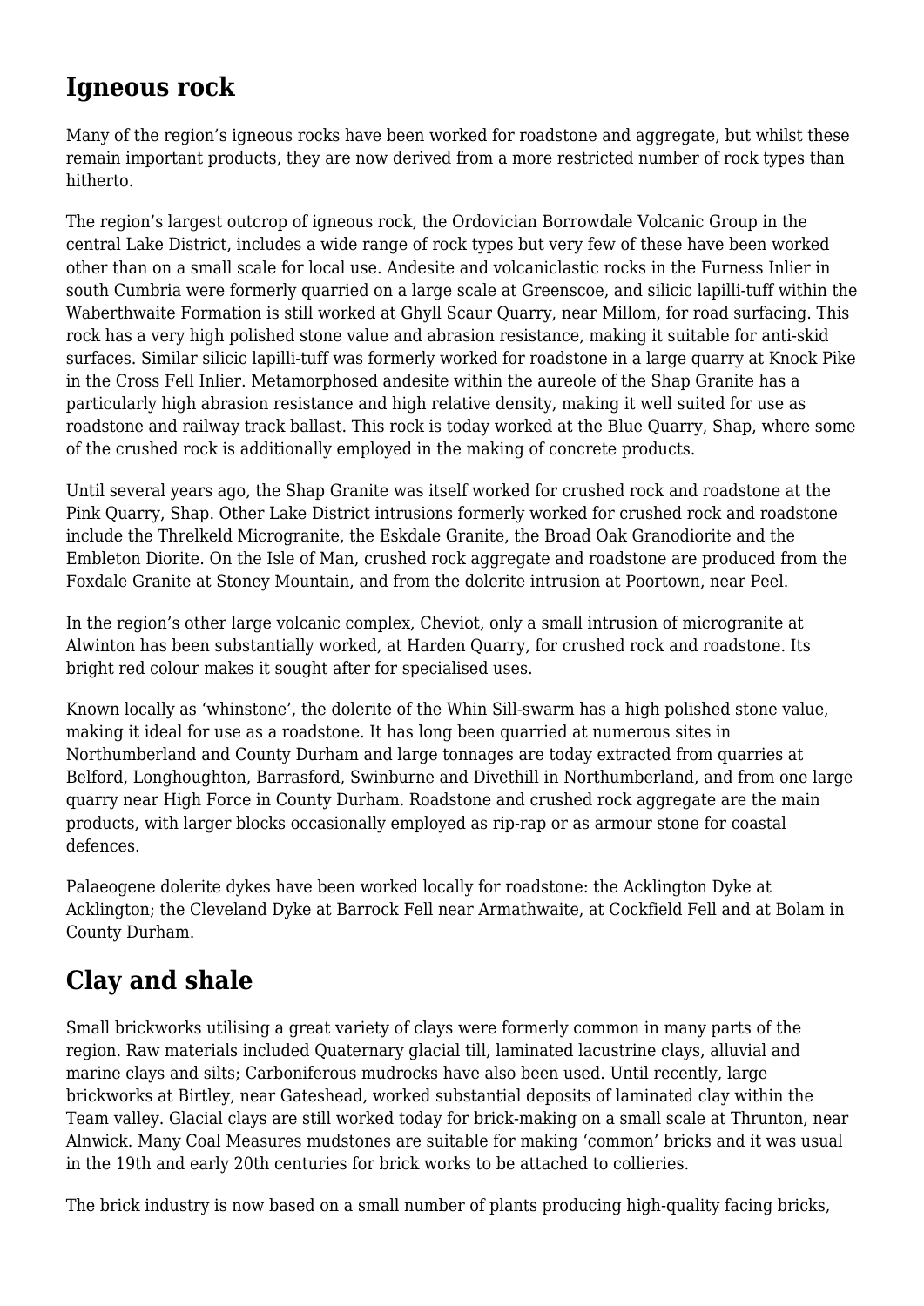## Igneous rock

Many of the region's igneous rocks have been worked for roadstone and aggregate, but whilst these remain important products, they are now derived from a more restricted number of rock types than hitherto.

The region's largest outcrop of igneous rock, the Ordovician Borrowdale Volcanic Group in the central Lake District, includes a wide range of rock types but very few of these have been worked other than on a small scale for local use. Andesite and volcaniclastic rocks in the Furness Inlier in south Cumbria were formerly quarried on a large scale at Greenscoe, and silicic lapilli-tuff within the Waberthwaite Formation is still worked at Ghyll Scaur Quarry, near Millom, for road surfacing. This rock has a very high polished stone value and abrasion resistance, making it suitable for anti-skid surfaces. Similar silicic lapilli-tuff was formerly worked for roadstone in a large quarry at Knock Pike in the Cross Fell Inlier. Metamorphosed andesite within the aureole of the Shap Granite has a particularly high abrasion resistance and high relative density, making it well suited for use as roadstone and railway track ballast. This rock is today worked at the Blue Quarry, Shap, where some of the crushed rock is additionally employed in the making of concrete products.

Until several years ago, the Shap Granite was itself worked for crushed rock and roadstone at the Pink Quarry, Shap. Other Lake District intrusions formerly worked for crushed rock and roadstone include the Threlkeld Microgranite, the Eskdale Granite, the Broad Oak Granodiorite and the Embleton Diorite. On the Isle of Man, crushed rock aggregate and roadstone are produced from the Foxdale Granite at Stoney Mountain, and from the dolerite intrusion at Poortown, near Peel.

In the region's other large volcanic complex, Cheviot, only a small intrusion of microgranite at Alwinton has been substantially worked, at Harden Quarry, for crushed rock and roadstone. Its bright red colour makes it sought after for specialised uses.

Known locally as 'whinstone', the dolerite of the Whin Sill-swarm has a high polished stone value, making it ideal for use as a roadstone. It has long been quarried at numerous sites in Northumberland and County Durham and large tonnages are today extracted from quarries at Belford, Longhoughton, Barrasford, Swinburne and Divethill in Northumberland, and from one large quarry near High Force in County Durham. Roadstone and crushed rock aggregate are the main products, with larger blocks occasionally employed as rip-rap or as armour stone for coastal defences.

Palaeogene dolerite dykes have been worked locally for roadstone: the Acklington Dyke at Acklington; the Cleveland Dyke at Barrock Fell near Armathwaite, at Cockfield Fell and at Bolam in County Durham.

## Clay and shale

Small brickworks utilising a great variety of clays were formerly common in many parts of the region. Raw materials included Quaternary glacial till, laminated lacustrine clays, alluvial and marine clays and silts; Carboniferous mudrocks have also been used. Until recently, large brickworks at Birtley, near Gateshead, worked substantial deposits of laminated clay within the Team valley. Glacial clays are still worked today for brick-making on a small scale at Thrunton, near Alnwick. Many Coal Measures mudstones are suitable for making 'common' bricks and it was usual in the 19th and early 20th centuries for brick works to be attached to collieries.

The brick industry is now based on a small number of plants producing high-quality facing bricks,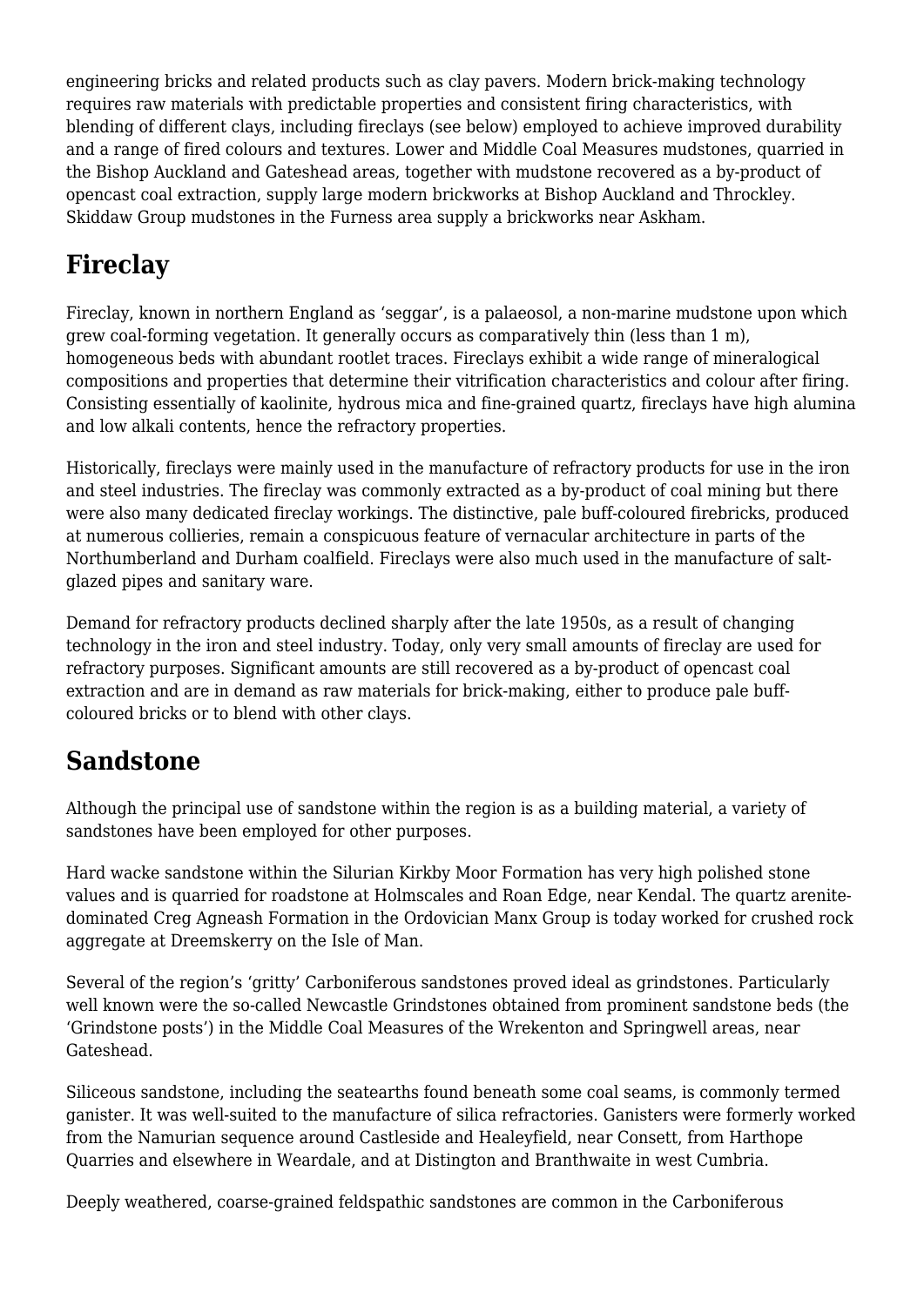engineering bricks and related products such as clay pavers. Modern brick-making technology requires raw materials with predictable properties and consistent firing characteristics, with blending of different clays, including fireclays (see below) employed to achieve improved durability and a range of fired colours and textures. Lower and Middle Coal Measures mudstones, quarried in the Bishop Auckland and Gateshead areas, together with mudstone recovered as a by-product of opencast coal extraction, supply large modern brickworks at Bishop Auckland and Throckley. Skiddaw Group mudstones in the Furness area supply a brickworks near Askham.

## Fireclay

Fireclay, known in northern England as 'seggar', is a palaeosol, a non-marine mudstone upon which grew coal-forming vegetation. It generally occurs as comparatively thin (less than 1 m), homogeneous beds with abundant rootlet traces. Fireclays exhibit a wide range of mineralogical compositions and properties that determine their vitrification characteristics and colour after firing. Consisting essentially of kaolinite, hydrous mica and fine-grained quartz, fireclays have high alumina and low alkali contents, hence the refractory properties.

Historically, fireclays were mainly used in the manufacture of refractory products for use in the iron and steel industries. The fireclay was commonly extracted as a by-product of coal mining but there were also many dedicated fireclay workings. The distinctive, pale buff-coloured firebricks, produced at numerous collieries, remain a conspicuous feature of vernacular architecture in parts of the Northumberland and Durham coalfield. Fireclays were also much used in the manufacture of salt-glazed pipes and sanitary ware.

Demand for refractory products declined sharply after the late 1950s, as a result of changing technology in the iron and steel industry. Today, only very small amounts of fireclay are used for refractory purposes. Significant amounts are still recovered as a by-product of opencast coal extraction and are in demand as raw materials for brick-making, either to produce pale buff-coloured bricks or to blend with other clays.

## Sandstone

Although the principal use of sandstone within the region is as a building material, a variety of sandstones have been employed for other purposes.

Hard wacke sandstone within the Silurian Kirkby Moor Formation has very high polished stone values and is quarried for roadstone at Holmscales and Roan Edge, near Kendal. The quartz arenite-dominated Creg Agneash Formation in the Ordovician Manx Group is today worked for crushed rock aggregate at Dreemskerry on the Isle of Man.

Several of the region's 'gritty' Carboniferous sandstones proved ideal as grindstones. Particularly well known were the so-called Newcastle Grindstones obtained from prominent sandstone beds (the 'Grindstone posts') in the Middle Coal Measures of the Wrekenton and Springwell areas, near Gateshead.

Siliceous sandstone, including the seatearths found beneath some coal seams, is commonly termed ganister. It was well-suited to the manufacture of silica refractories. Ganisters were formerly worked from the Namurian sequence around Castleside and Healeyfield, near Consett, from Harthope Quarries and elsewhere in Weardale, and at Distington and Branthwaite in west Cumbria.

Deeply weathered, coarse-grained feldspathic sandstones are common in the Carboniferous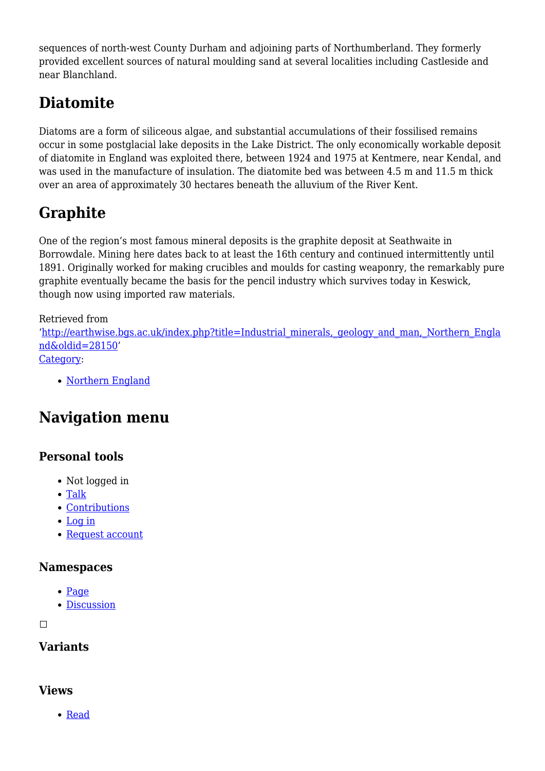sequences of north-west County Durham and adjoining parts of Northumberland. They formerly provided excellent sources of natural moulding sand at several localities including Castleside and near Blanchland.

## Diatomite

Diatoms are a form of siliceous algae, and substantial accumulations of their fossilised remains occur in some postglacial lake deposits in the Lake District. The only economically workable deposit of diatomite in England was exploited there, between 1924 and 1975 at Kentmere, near Kendal, and was used in the manufacture of insulation. The diatomite bed was between 4.5 m and 11.5 m thick over an area of approximately 30 hectares beneath the alluvium of the River Kent.

## Graphite

One of the region's most famous mineral deposits is the graphite deposit at Seathwaite in Borrowdale. Mining here dates back to at least the 16th century and continued intermittently until 1891. Originally worked for making crucibles and moulds for casting weaponry, the remarkably pure graphite eventually became the basis for the pencil industry which survives today in Keswick, though now using imported raw materials.

Retrieved from 'http://earthwise.bgs.ac.uk/index.php?title=Industrial_minerals,_geology_and_man,_Northern_England&oldid=28150'
Category:

- Northern England

## Navigation menu

### Personal tools

- Not logged in
- Talk
- Contributions
- Log in
- Request account

### Namespaces

- Page
- Discussion

### Variants

### Views

- Read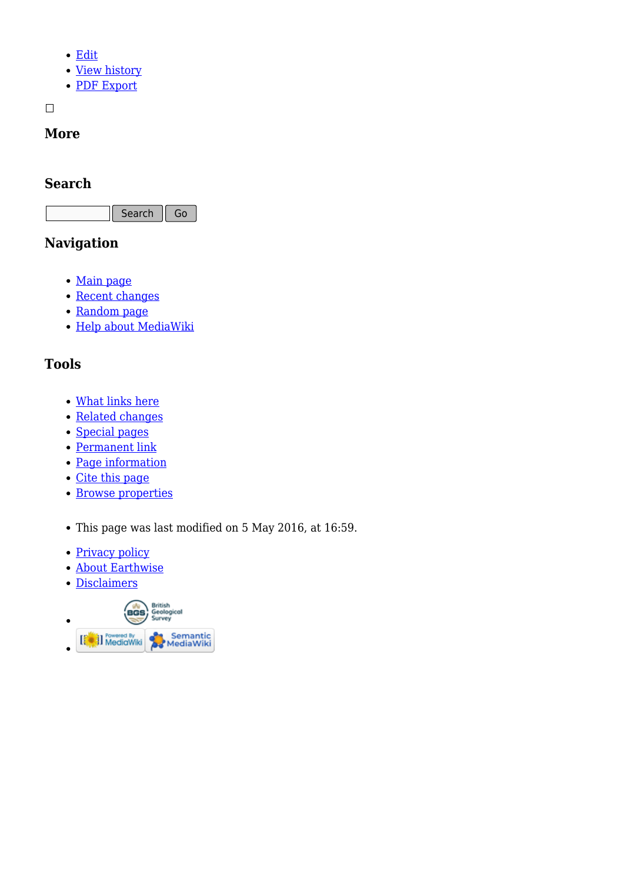- Edit
- View history
- PDF Export

### More

### Search

Search Go

### Navigation

- Main page
- Recent changes
- Random page
- Help about MediaWiki

### Tools

- What links here
- Related changes
- Special pages
- Permanent link
- Page information
- Cite this page
- Browse properties

- This page was last modified on 5 May 2016, at 16:59.

- Privacy policy
- About Earthwise
- Disclaimers